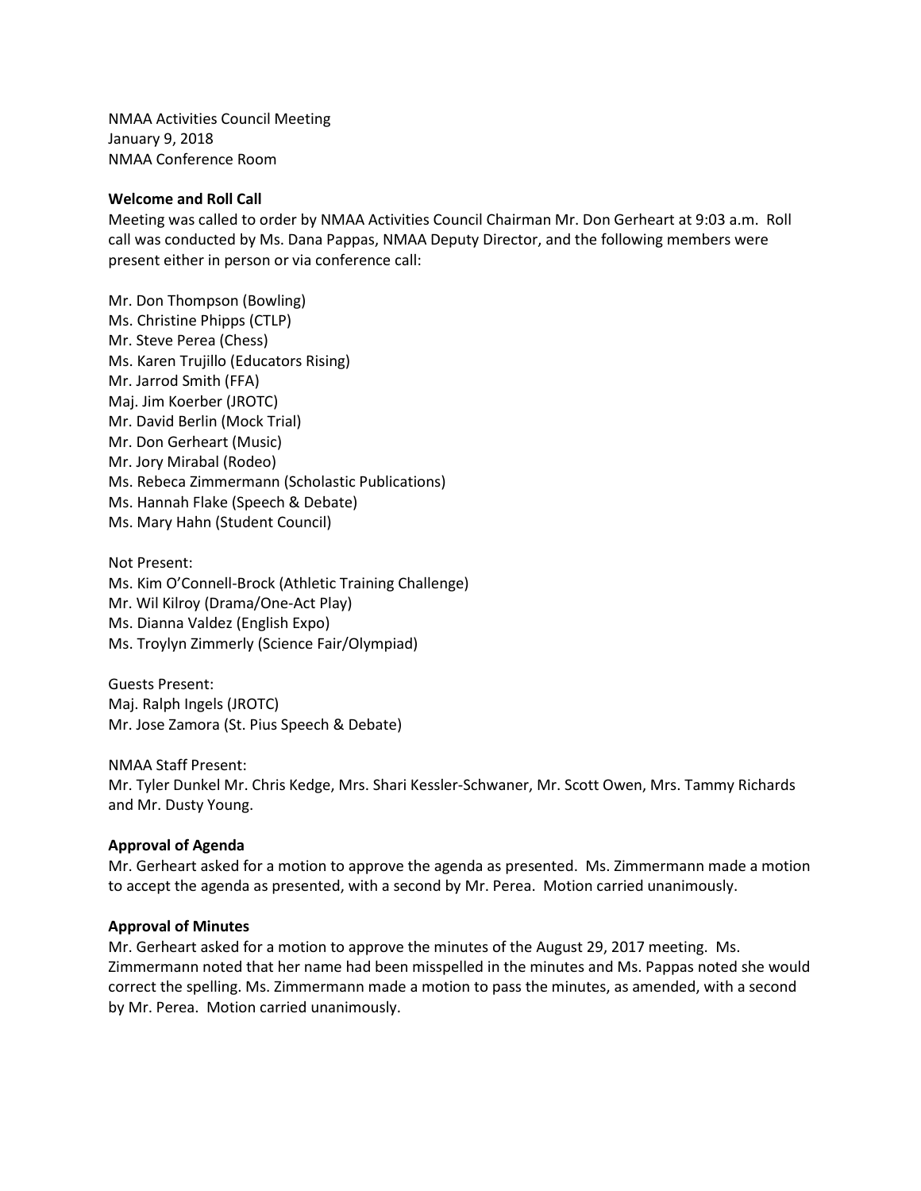NMAA Activities Council Meeting
January 9, 2018
NMAA Conference Room

**Welcome and Roll Call**

Meeting was called to order by NMAA Activities Council Chairman Mr. Don Gerheart at 9:03 a.m. Roll call was conducted by Ms. Dana Pappas, NMAA Deputy Director, and the following members were present either in person or via conference call:

Mr. Don Thompson (Bowling)
Ms. Christine Phipps (CTLP)
Mr. Steve Perea (Chess)
Ms. Karen Trujillo (Educators Rising)
Mr. Jarrod Smith (FFA)
Maj. Jim Koerber (JROTC)
Mr. David Berlin (Mock Trial)
Mr. Don Gerheart (Music)
Mr. Jory Mirabal (Rodeo)
Ms. Rebeca Zimmermann (Scholastic Publications)
Ms. Hannah Flake (Speech & Debate)
Ms. Mary Hahn (Student Council)

Not Present:
Ms. Kim O'Connell-Brock (Athletic Training Challenge)
Mr. Wil Kilroy (Drama/One-Act Play)
Ms. Dianna Valdez (English Expo)
Ms. Troylyn Zimmerly (Science Fair/Olympiad)

Guests Present:
Maj. Ralph Ingels (JROTC)
Mr. Jose Zamora (St. Pius Speech & Debate)

NMAA Staff Present:
Mr. Tyler Dunkel Mr. Chris Kedge, Mrs. Shari Kessler-Schwaner, Mr. Scott Owen, Mrs. Tammy Richards and Mr. Dusty Young.

**Approval of Agenda**

Mr. Gerheart asked for a motion to approve the agenda as presented. Ms. Zimmermann made a motion to accept the agenda as presented, with a second by Mr. Perea. Motion carried unanimously.

**Approval of Minutes**

Mr. Gerheart asked for a motion to approve the minutes of the August 29, 2017 meeting. Ms. Zimmermann noted that her name had been misspelled in the minutes and Ms. Pappas noted she would correct the spelling. Ms. Zimmermann made a motion to pass the minutes, as amended, with a second by Mr. Perea. Motion carried unanimously.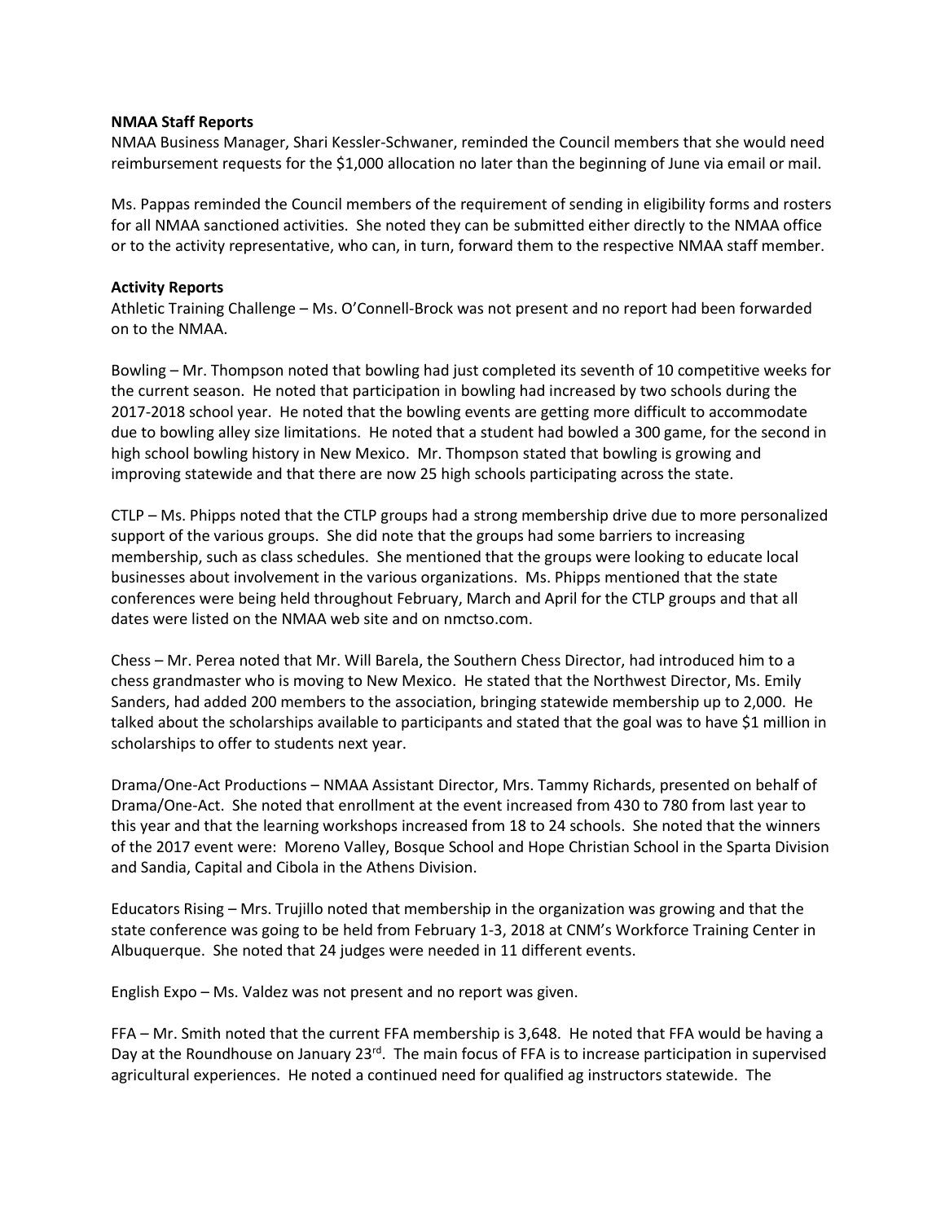**NMAA Staff Reports**

NMAA Business Manager, Shari Kessler-Schwaner, reminded the Council members that she would need reimbursement requests for the $1,000 allocation no later than the beginning of June via email or mail.

Ms. Pappas reminded the Council members of the requirement of sending in eligibility forms and rosters for all NMAA sanctioned activities. She noted they can be submitted either directly to the NMAA office or to the activity representative, who can, in turn, forward them to the respective NMAA staff member.

**Activity Reports**

Athletic Training Challenge – Ms. O'Connell-Brock was not present and no report had been forwarded on to the NMAA.

Bowling – Mr. Thompson noted that bowling had just completed its seventh of 10 competitive weeks for the current season. He noted that participation in bowling had increased by two schools during the 2017-2018 school year. He noted that the bowling events are getting more difficult to accommodate due to bowling alley size limitations. He noted that a student had bowled a 300 game, for the second in high school bowling history in New Mexico. Mr. Thompson stated that bowling is growing and improving statewide and that there are now 25 high schools participating across the state.

CTLP – Ms. Phipps noted that the CTLP groups had a strong membership drive due to more personalized support of the various groups. She did note that the groups had some barriers to increasing membership, such as class schedules. She mentioned that the groups were looking to educate local businesses about involvement in the various organizations. Ms. Phipps mentioned that the state conferences were being held throughout February, March and April for the CTLP groups and that all dates were listed on the NMAA web site and on nmctso.com.

Chess – Mr. Perea noted that Mr. Will Barela, the Southern Chess Director, had introduced him to a chess grandmaster who is moving to New Mexico. He stated that the Northwest Director, Ms. Emily Sanders, had added 200 members to the association, bringing statewide membership up to 2,000. He talked about the scholarships available to participants and stated that the goal was to have $1 million in scholarships to offer to students next year.

Drama/One-Act Productions – NMAA Assistant Director, Mrs. Tammy Richards, presented on behalf of Drama/One-Act. She noted that enrollment at the event increased from 430 to 780 from last year to this year and that the learning workshops increased from 18 to 24 schools. She noted that the winners of the 2017 event were: Moreno Valley, Bosque School and Hope Christian School in the Sparta Division and Sandia, Capital and Cibola in the Athens Division.

Educators Rising – Mrs. Trujillo noted that membership in the organization was growing and that the state conference was going to be held from February 1-3, 2018 at CNM's Workforce Training Center in Albuquerque. She noted that 24 judges were needed in 11 different events.

English Expo – Ms. Valdez was not present and no report was given.

FFA – Mr. Smith noted that the current FFA membership is 3,648. He noted that FFA would be having a Day at the Roundhouse on January 23rd. The main focus of FFA is to increase participation in supervised agricultural experiences. He noted a continued need for qualified ag instructors statewide. The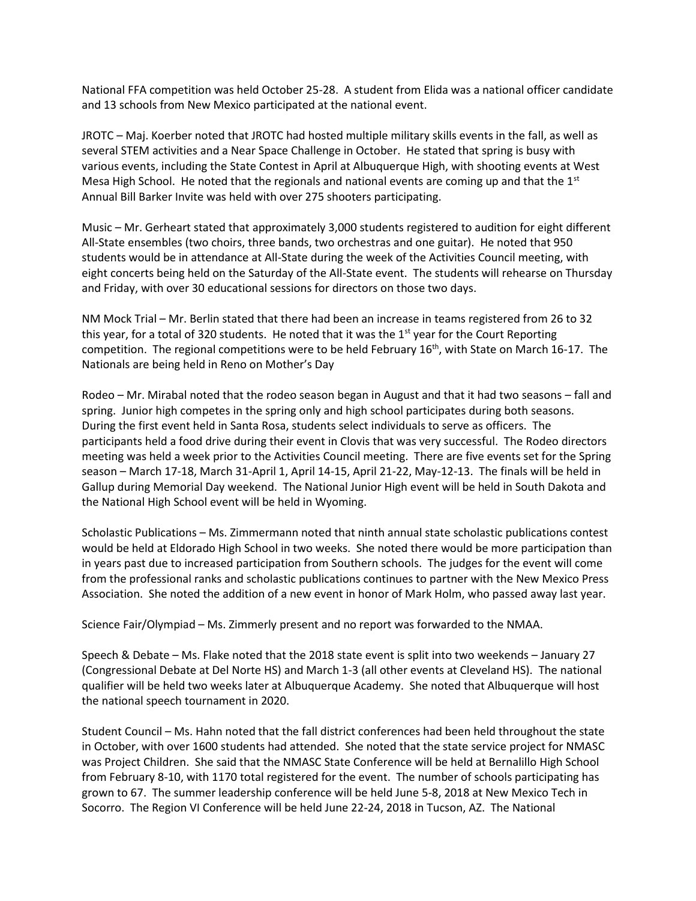National FFA competition was held October 25-28. A student from Elida was a national officer candidate and 13 schools from New Mexico participated at the national event.

JROTC – Maj. Koerber noted that JROTC had hosted multiple military skills events in the fall, as well as several STEM activities and a Near Space Challenge in October. He stated that spring is busy with various events, including the State Contest in April at Albuquerque High, with shooting events at West Mesa High School. He noted that the regionals and national events are coming up and that the 1st Annual Bill Barker Invite was held with over 275 shooters participating.

Music – Mr. Gerheart stated that approximately 3,000 students registered to audition for eight different All-State ensembles (two choirs, three bands, two orchestras and one guitar). He noted that 950 students would be in attendance at All-State during the week of the Activities Council meeting, with eight concerts being held on the Saturday of the All-State event. The students will rehearse on Thursday and Friday, with over 30 educational sessions for directors on those two days.

NM Mock Trial – Mr. Berlin stated that there had been an increase in teams registered from 26 to 32 this year, for a total of 320 students. He noted that it was the 1st year for the Court Reporting competition. The regional competitions were to be held February 16th, with State on March 16-17. The Nationals are being held in Reno on Mother's Day

Rodeo – Mr. Mirabal noted that the rodeo season began in August and that it had two seasons – fall and spring. Junior high competes in the spring only and high school participates during both seasons. During the first event held in Santa Rosa, students select individuals to serve as officers. The participants held a food drive during their event in Clovis that was very successful. The Rodeo directors meeting was held a week prior to the Activities Council meeting. There are five events set for the Spring season – March 17-18, March 31-April 1, April 14-15, April 21-22, May-12-13. The finals will be held in Gallup during Memorial Day weekend. The National Junior High event will be held in South Dakota and the National High School event will be held in Wyoming.

Scholastic Publications – Ms. Zimmermann noted that ninth annual state scholastic publications contest would be held at Eldorado High School in two weeks. She noted there would be more participation than in years past due to increased participation from Southern schools. The judges for the event will come from the professional ranks and scholastic publications continues to partner with the New Mexico Press Association. She noted the addition of a new event in honor of Mark Holm, who passed away last year.

Science Fair/Olympiad – Ms. Zimmerly present and no report was forwarded to the NMAA.

Speech & Debate – Ms. Flake noted that the 2018 state event is split into two weekends – January 27 (Congressional Debate at Del Norte HS) and March 1-3 (all other events at Cleveland HS). The national qualifier will be held two weeks later at Albuquerque Academy. She noted that Albuquerque will host the national speech tournament in 2020.

Student Council – Ms. Hahn noted that the fall district conferences had been held throughout the state in October, with over 1600 students had attended. She noted that the state service project for NMASC was Project Children. She said that the NMASC State Conference will be held at Bernalillo High School from February 8-10, with 1170 total registered for the event. The number of schools participating has grown to 67. The summer leadership conference will be held June 5-8, 2018 at New Mexico Tech in Socorro. The Region VI Conference will be held June 22-24, 2018 in Tucson, AZ. The National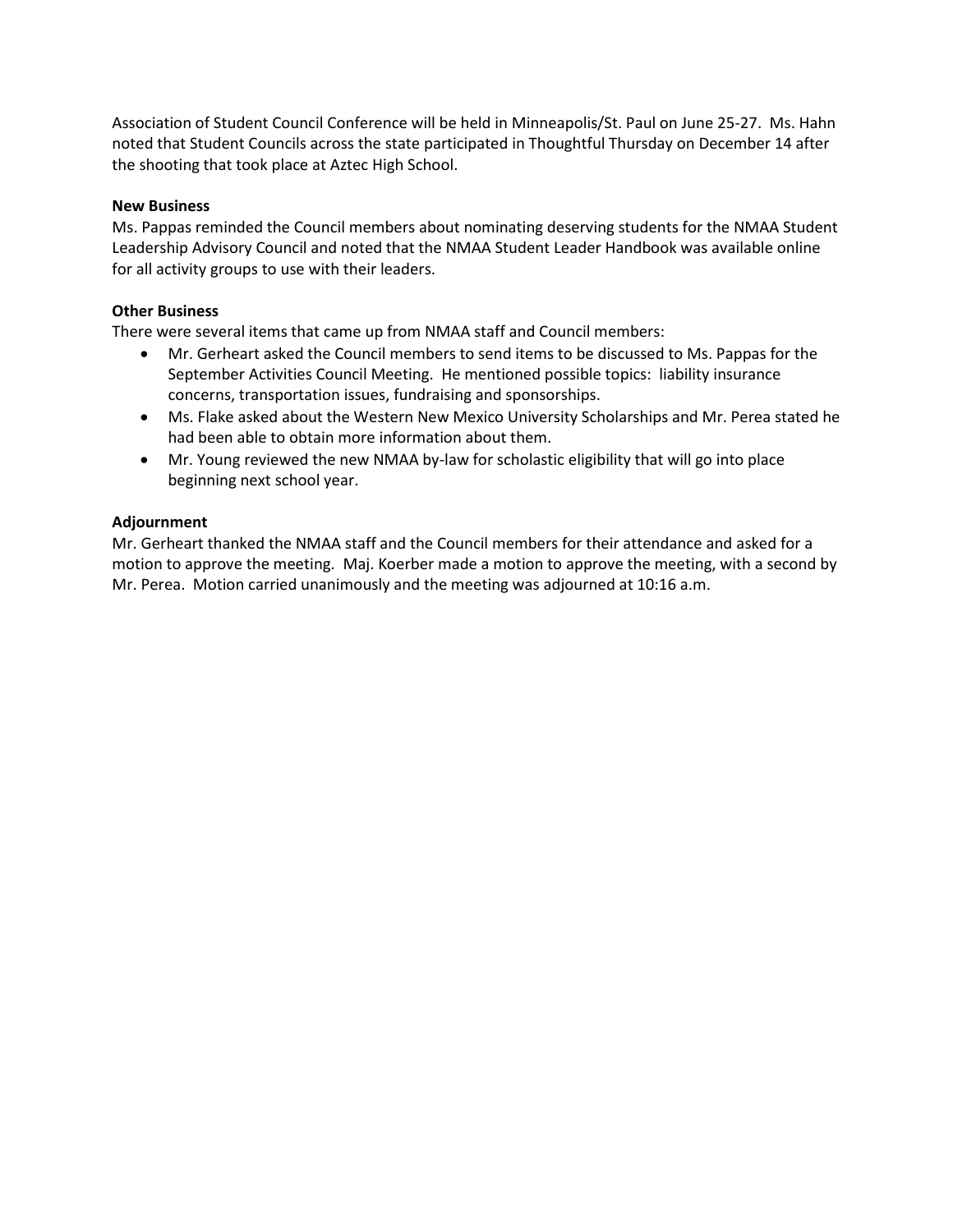Association of Student Council Conference will be held in Minneapolis/St. Paul on June 25-27. Ms. Hahn noted that Student Councils across the state participated in Thoughtful Thursday on December 14 after the shooting that took place at Aztec High School.

**New Business**

Ms. Pappas reminded the Council members about nominating deserving students for the NMAA Student Leadership Advisory Council and noted that the NMAA Student Leader Handbook was available online for all activity groups to use with their leaders.

**Other Business**

There were several items that came up from NMAA staff and Council members:

- Mr. Gerheart asked the Council members to send items to be discussed to Ms. Pappas for the September Activities Council Meeting. He mentioned possible topics: liability insurance concerns, transportation issues, fundraising and sponsorships.
- Ms. Flake asked about the Western New Mexico University Scholarships and Mr. Perea stated he had been able to obtain more information about them.
- Mr. Young reviewed the new NMAA by-law for scholastic eligibility that will go into place beginning next school year.

**Adjournment**

Mr. Gerheart thanked the NMAA staff and the Council members for their attendance and asked for a motion to approve the meeting. Maj. Koerber made a motion to approve the meeting, with a second by Mr. Perea. Motion carried unanimously and the meeting was adjourned at 10:16 a.m.